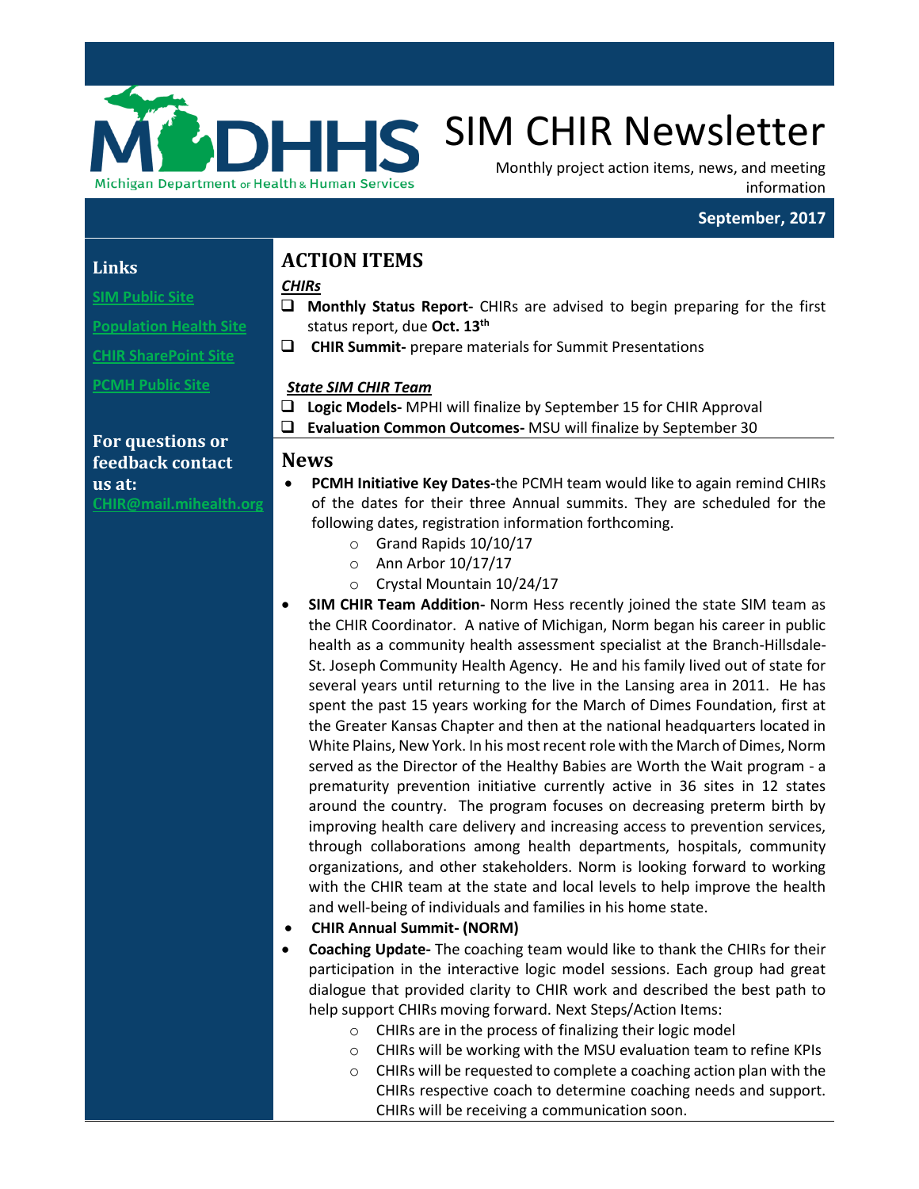Michigan Department of Health & Human Services

# SIM CHIR Newsletter

Monthly project action items, news, and meeting information

**September, 2017**

## Links

SIM Public Site

Population Health Site

CHIR SharePoint Site

PCMH Public Site

**For questions or feedback contact us at:**
CHIR@mail.mihealth.org

## ACTION ITEMS

***CHIRs***

- ❑ **Monthly Status Report-** CHIRs are advised to begin preparing for the first status report, due **Oct. 13th**
- ❑ **CHIR Summit-** prepare materials for Summit Presentations

***State SIM CHIR Team***

- ❑ **Logic Models-** MPHI will finalize by September 15 for CHIR Approval
- ❑ **Evaluation Common Outcomes-** MSU will finalize by September 30

## News

- **PCMH Initiative Key Dates-**the PCMH team would like to again remind CHIRs of the dates for their three Annual summits. They are scheduled for the following dates, registration information forthcoming.
  - Grand Rapids 10/10/17
  - Ann Arbor 10/17/17
  - Crystal Mountain 10/24/17
- **SIM CHIR Team Addition-** Norm Hess recently joined the state SIM team as the CHIR Coordinator. A native of Michigan, Norm began his career in public health as a community health assessment specialist at the Branch-Hillsdale-St. Joseph Community Health Agency. He and his family lived out of state for several years until returning to the live in the Lansing area in 2011. He has spent the past 15 years working for the March of Dimes Foundation, first at the Greater Kansas Chapter and then at the national headquarters located in White Plains, New York. In his most recent role with the March of Dimes, Norm served as the Director of the Healthy Babies are Worth the Wait program - a prematurity prevention initiative currently active in 36 sites in 12 states around the country. The program focuses on decreasing preterm birth by improving health care delivery and increasing access to prevention services, through collaborations among health departments, hospitals, community organizations, and other stakeholders. Norm is looking forward to working with the CHIR team at the state and local levels to help improve the health and well-being of individuals and families in his home state.
- **CHIR Annual Summit- (NORM)**
- **Coaching Update-** The coaching team would like to thank the CHIRs for their participation in the interactive logic model sessions. Each group had great dialogue that provided clarity to CHIR work and described the best path to help support CHIRs moving forward. Next Steps/Action Items:
  - CHIRs are in the process of finalizing their logic model
  - CHIRs will be working with the MSU evaluation team to refine KPIs
  - CHIRs will be requested to complete a coaching action plan with the CHIRs respective coach to determine coaching needs and support. CHIRs will be receiving a communication soon.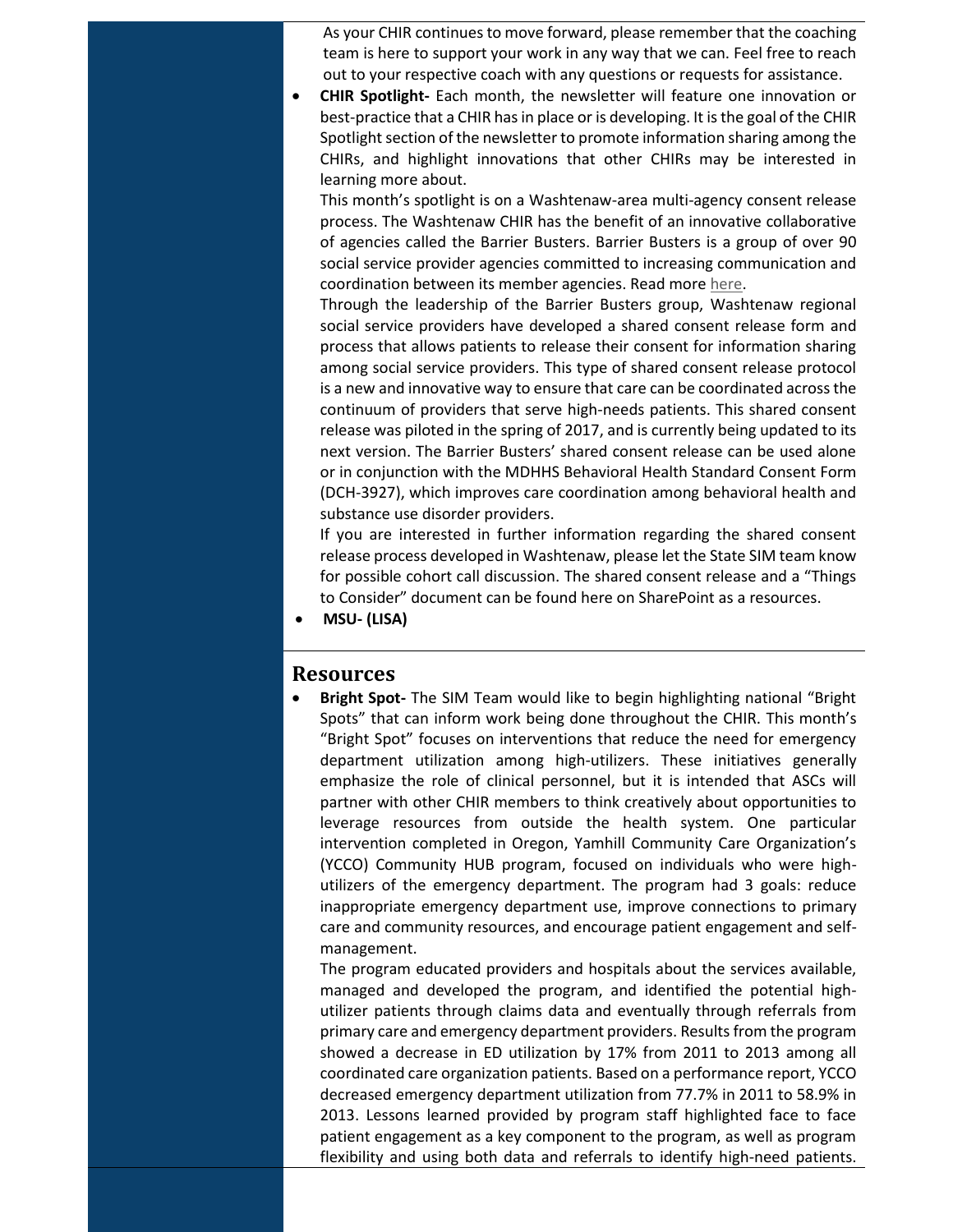As your CHIR continues to move forward, please remember that the coaching team is here to support your work in any way that we can. Feel free to reach out to your respective coach with any questions or requests for assistance.

- **CHIR Spotlight-** Each month, the newsletter will feature one innovation or best-practice that a CHIR has in place or is developing. It is the goal of the CHIR Spotlight section of the newsletter to promote information sharing among the CHIRs, and highlight innovations that other CHIRs may be interested in learning more about.

  This month's spotlight is on a Washtenaw-area multi-agency consent release process. The Washtenaw CHIR has the benefit of an innovative collaborative of agencies called the Barrier Busters. Barrier Busters is a group of over 90 social service provider agencies committed to increasing communication and coordination between its member agencies. Read more here.

  Through the leadership of the Barrier Busters group, Washtenaw regional social service providers have developed a shared consent release form and process that allows patients to release their consent for information sharing among social service providers. This type of shared consent release protocol is a new and innovative way to ensure that care can be coordinated across the continuum of providers that serve high-needs patients. This shared consent release was piloted in the spring of 2017, and is currently being updated to its next version. The Barrier Busters' shared consent release can be used alone or in conjunction with the MDHHS Behavioral Health Standard Consent Form (DCH-3927), which improves care coordination among behavioral health and substance use disorder providers.

  If you are interested in further information regarding the shared consent release process developed in Washtenaw, please let the State SIM team know for possible cohort call discussion. The shared consent release and a "Things to Consider" document can be found here on SharePoint as a resources.

- **MSU- (LISA)**

## Resources

- **Bright Spot-** The SIM Team would like to begin highlighting national "Bright Spots" that can inform work being done throughout the CHIR. This month's "Bright Spot" focuses on interventions that reduce the need for emergency department utilization among high-utilizers. These initiatives generally emphasize the role of clinical personnel, but it is intended that ASCs will partner with other CHIR members to think creatively about opportunities to leverage resources from outside the health system. One particular intervention completed in Oregon, Yamhill Community Care Organization's (YCCO) Community HUB program, focused on individuals who were high-utilizers of the emergency department. The program had 3 goals: reduce inappropriate emergency department use, improve connections to primary care and community resources, and encourage patient engagement and self-management.

  The program educated providers and hospitals about the services available, managed and developed the program, and identified the potential high-utilizer patients through claims data and eventually through referrals from primary care and emergency department providers. Results from the program showed a decrease in ED utilization by 17% from 2011 to 2013 among all coordinated care organization patients. Based on a performance report, YCCO decreased emergency department utilization from 77.7% in 2011 to 58.9% in 2013. Lessons learned provided by program staff highlighted face to face patient engagement as a key component to the program, as well as program flexibility and using both data and referrals to identify high-need patients.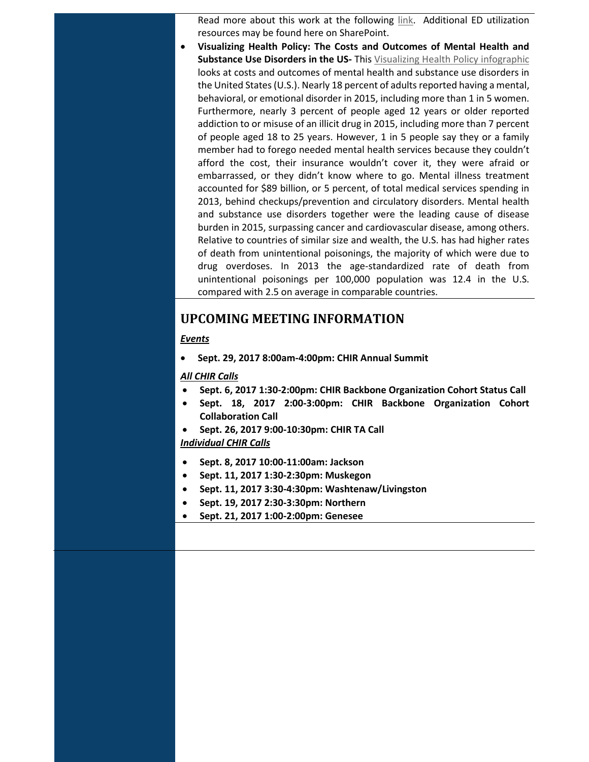Read more about this work at the following link. Additional ED utilization resources may be found here on SharePoint.

- **Visualizing Health Policy: The Costs and Outcomes of Mental Health and Substance Use Disorders in the US-** This Visualizing Health Policy infographic looks at costs and outcomes of mental health and substance use disorders in the United States (U.S.). Nearly 18 percent of adults reported having a mental, behavioral, or emotional disorder in 2015, including more than 1 in 5 women. Furthermore, nearly 3 percent of people aged 12 years or older reported addiction to or misuse of an illicit drug in 2015, including more than 7 percent of people aged 18 to 25 years. However, 1 in 5 people say they or a family member had to forego needed mental health services because they couldn't afford the cost, their insurance wouldn't cover it, they were afraid or embarrassed, or they didn't know where to go. Mental illness treatment accounted for $89 billion, or 5 percent, of total medical services spending in 2013, behind checkups/prevention and circulatory disorders. Mental health and substance use disorders together were the leading cause of disease burden in 2015, surpassing cancer and cardiovascular disease, among others. Relative to countries of similar size and wealth, the U.S. has had higher rates of death from unintentional poisonings, the majority of which were due to drug overdoses. In 2013 the age-standardized rate of death from unintentional poisonings per 100,000 population was 12.4 in the U.S. compared with 2.5 on average in comparable countries.

## UPCOMING MEETING INFORMATION

***Events***

- **Sept. 29, 2017 8:00am-4:00pm: CHIR Annual Summit**

***All CHIR Calls***

- **Sept. 6, 2017 1:30-2:00pm: CHIR Backbone Organization Cohort Status Call**
- **Sept. 18, 2017 2:00-3:00pm: CHIR Backbone Organization Cohort Collaboration Call**
- **Sept. 26, 2017 9:00-10:30pm: CHIR TA Call**

***Individual CHIR Calls***

- **Sept. 8, 2017 10:00-11:00am: Jackson**
- **Sept. 11, 2017 1:30-2:30pm: Muskegon**
- **Sept. 11, 2017 3:30-4:30pm: Washtenaw/Livingston**
- **Sept. 19, 2017 2:30-3:30pm: Northern**
- **Sept. 21, 2017 1:00-2:00pm: Genesee**